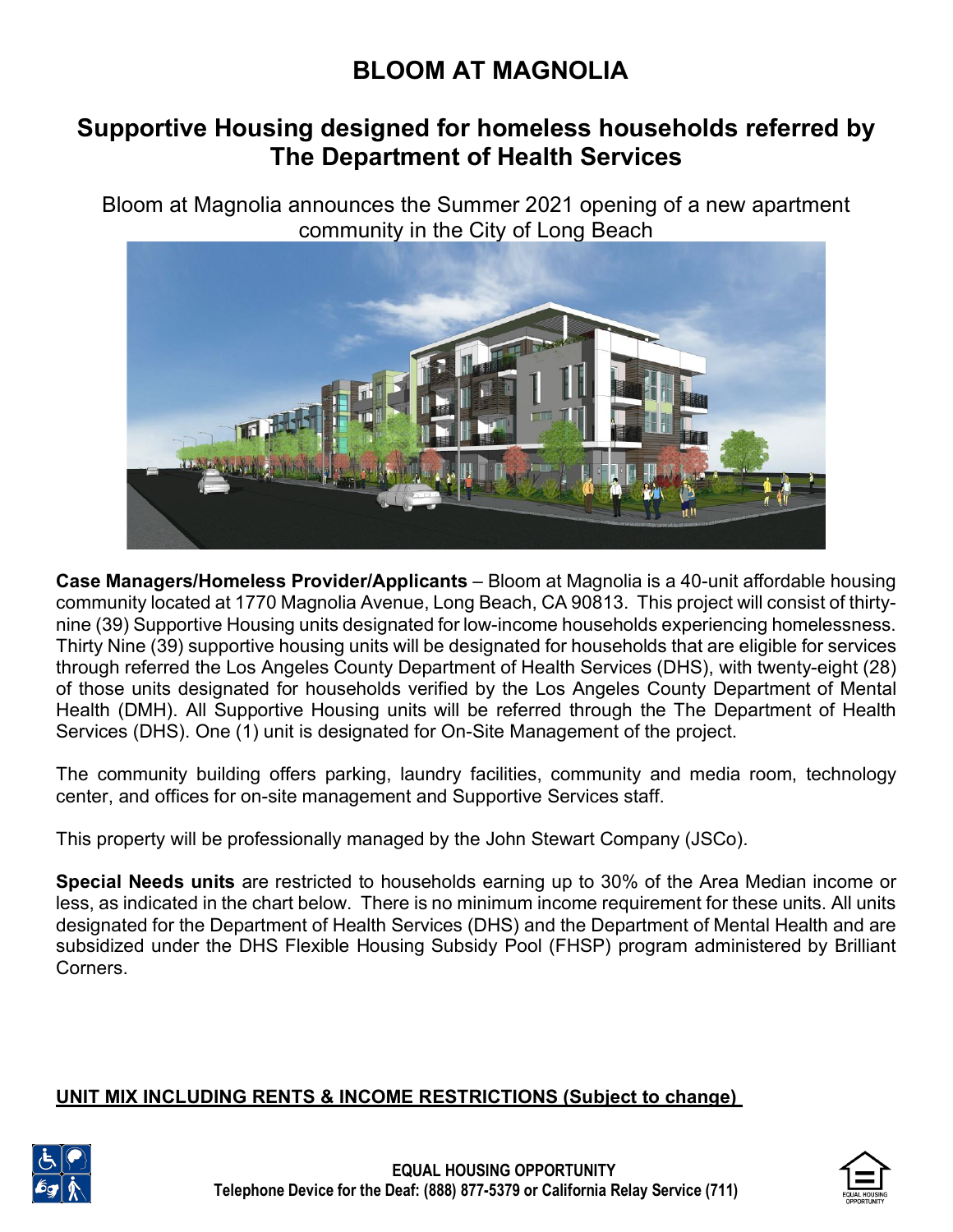# BLOOM AT MAGNOLIA

## Supportive Housing designed for homeless households referred by The Department of Health Services

Bloom at Magnolia announces the Summer 2021 opening of a new apartment community in the City of Long Beach

**Case Managers/Homeless Provider/Applicants** – Bloom at Magnolia is a 40-unit affordable housing community located at 1770 Magnolia Avenue, Long Beach, CA 90813. This project will consist of thirty-nine (39) Supportive Housing units designated for low-income households experiencing homelessness. Thirty Nine (39) supportive housing units will be designated for households that are eligible for services through referred the Los Angeles County Department of Health Services (DHS), with twenty-eight (28) of those units designated for households verified by the Los Angeles County Department of Mental Health (DMH). All Supportive Housing units will be referred through the The Department of Health Services (DHS). One (1) unit is designated for On-Site Management of the project.

The community building offers parking, laundry facilities, community and media room, technology center, and offices for on-site management and Supportive Services staff.

This property will be professionally managed by the John Stewart Company (JSCo).

**Special Needs units** are restricted to households earning up to 30% of the Area Median income or less, as indicated in the chart below. There is no minimum income requirement for these units. All units designated for the Department of Health Services (DHS) and the Department of Mental Health and are subsidized under the DHS Flexible Housing Subsidy Pool (FHSP) program administered by Brilliant Corners.

**UNIT MIX INCLUDING RENTS & INCOME RESTRICTIONS (Subject to change)**

**EQUAL HOUSING OPPORTUNITY**
**Telephone Device for the Deaf: (888) 877-5379 or California Relay Service (711)**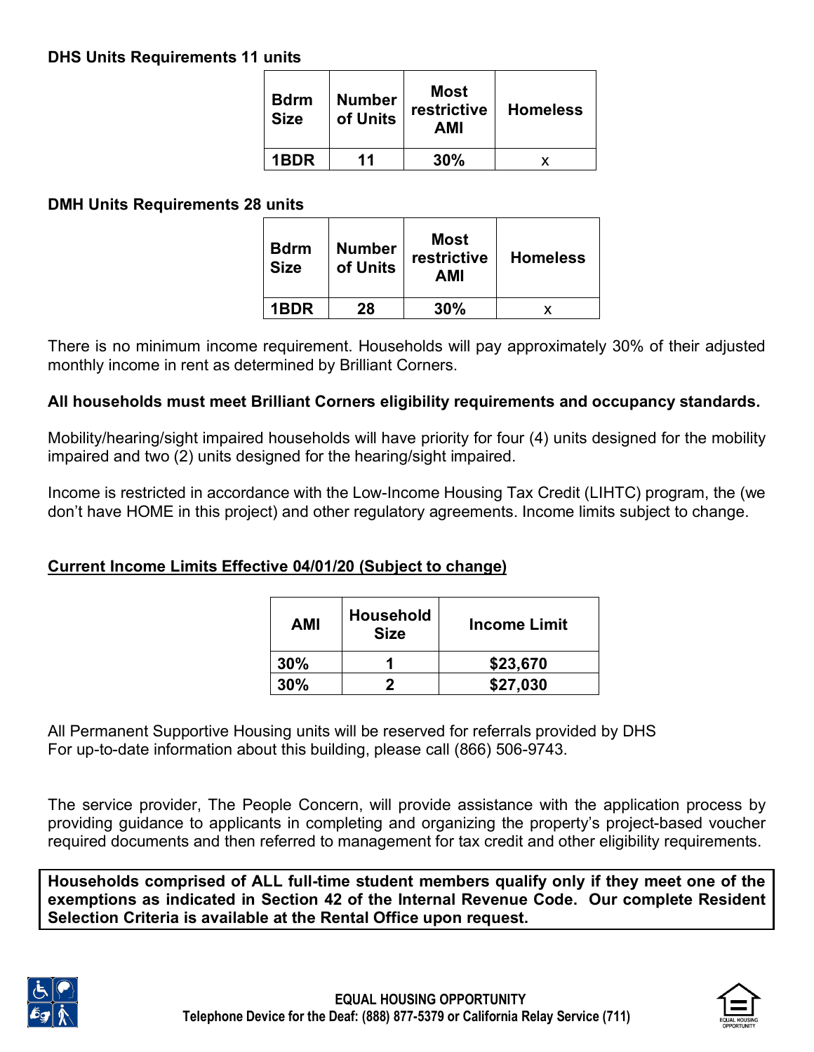**DHS Units Requirements 11 units**

| Bdrm Size | Number of Units | Most restrictive AMI | Homeless |
|---|---|---|---|
| 1BDR | 11 | 30% | x |

**DMH Units Requirements 28 units**

| Bdrm Size | Number of Units | Most restrictive AMI | Homeless |
|---|---|---|---|
| 1BDR | 28 | 30% | x |

There is no minimum income requirement. Households will pay approximately 30% of their adjusted monthly income in rent as determined by Brilliant Corners.

**All households must meet Brilliant Corners eligibility requirements and occupancy standards.**

Mobility/hearing/sight impaired households will have priority for four (4) units designed for the mobility impaired and two (2) units designed for the hearing/sight impaired.

Income is restricted in accordance with the Low-Income Housing Tax Credit (LIHTC) program, the (we don't have HOME in this project) and other regulatory agreements. Income limits subject to change.

**Current Income Limits Effective 04/01/20 (Subject to change)**

| AMI | Household Size | Income Limit |
|---|---|---|
| 30% | 1 | $23,670 |
| 30% | 2 | $27,030 |

All Permanent Supportive Housing units will be reserved for referrals provided by DHS
For up-to-date information about this building, please call (866) 506-9743.

The service provider, The People Concern, will provide assistance with the application process by providing guidance to applicants in completing and organizing the property's project-based voucher required documents and then referred to management for tax credit and other eligibility requirements.

**Households comprised of ALL full-time student members qualify only if they meet one of the exemptions as indicated in Section 42 of the Internal Revenue Code. Our complete Resident Selection Criteria is available at the Rental Office upon request.**

**EQUAL HOUSING OPPORTUNITY**
**Telephone Device for the Deaf: (888) 877-5379 or California Relay Service (711)**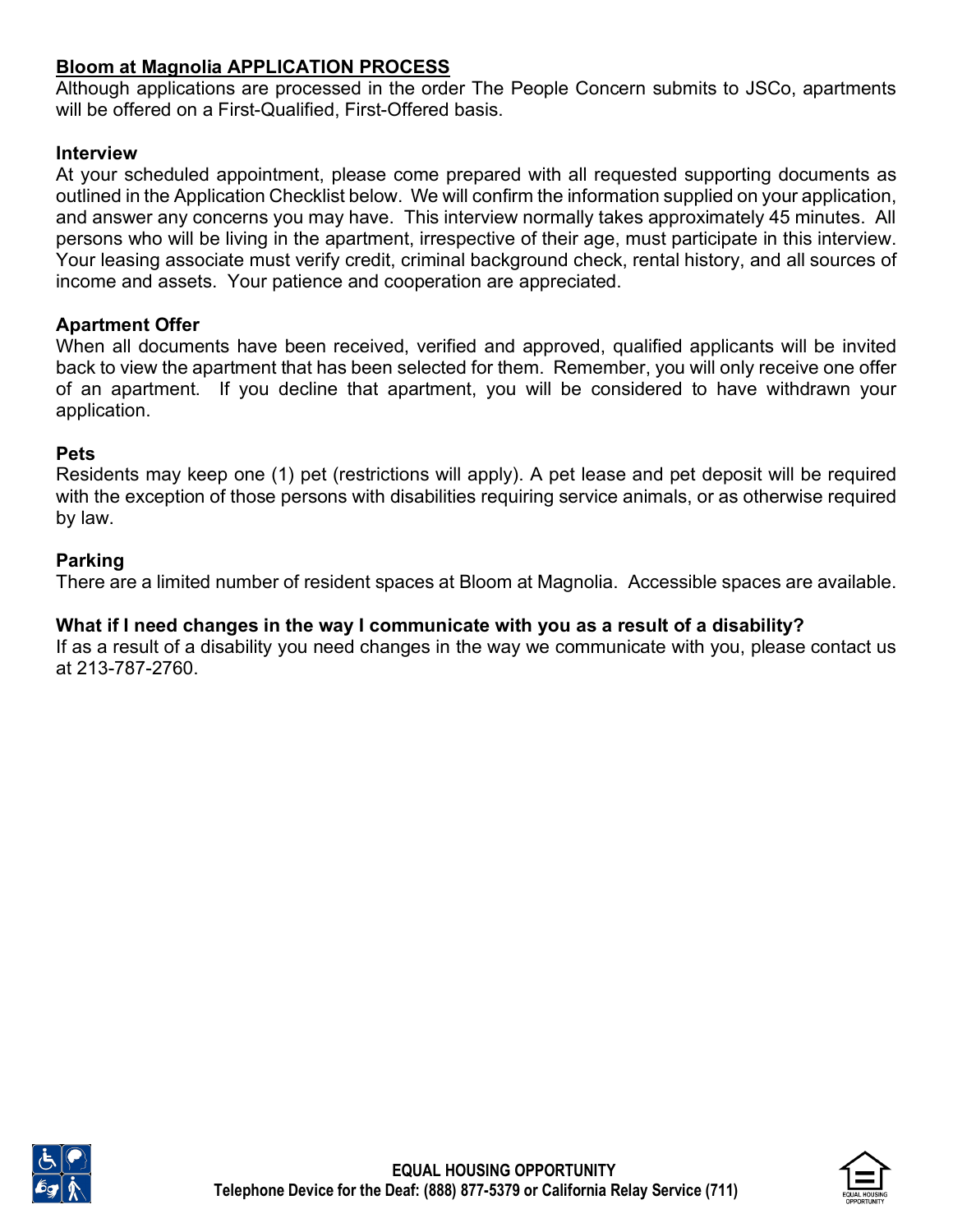## Bloom at Magnolia APPLICATION PROCESS

Although applications are processed in the order The People Concern submits to JSCo, apartments will be offered on a First-Qualified, First-Offered basis.

### Interview

At your scheduled appointment, please come prepared with all requested supporting documents as outlined in the Application Checklist below. We will confirm the information supplied on your application, and answer any concerns you may have. This interview normally takes approximately 45 minutes. All persons who will be living in the apartment, irrespective of their age, must participate in this interview. Your leasing associate must verify credit, criminal background check, rental history, and all sources of income and assets. Your patience and cooperation are appreciated.

### Apartment Offer

When all documents have been received, verified and approved, qualified applicants will be invited back to view the apartment that has been selected for them. Remember, you will only receive one offer of an apartment. If you decline that apartment, you will be considered to have withdrawn your application.

### Pets

Residents may keep one (1) pet (restrictions will apply). A pet lease and pet deposit will be required with the exception of those persons with disabilities requiring service animals, or as otherwise required by law.

### Parking

There are a limited number of resident spaces at Bloom at Magnolia. Accessible spaces are available.

### What if I need changes in the way I communicate with you as a result of a disability?

If as a result of a disability you need changes in the way we communicate with you, please contact us at 213-787-2760.

**EQUAL HOUSING OPPORTUNITY**
**Telephone Device for the Deaf: (888) 877-5379 or California Relay Service (711)**